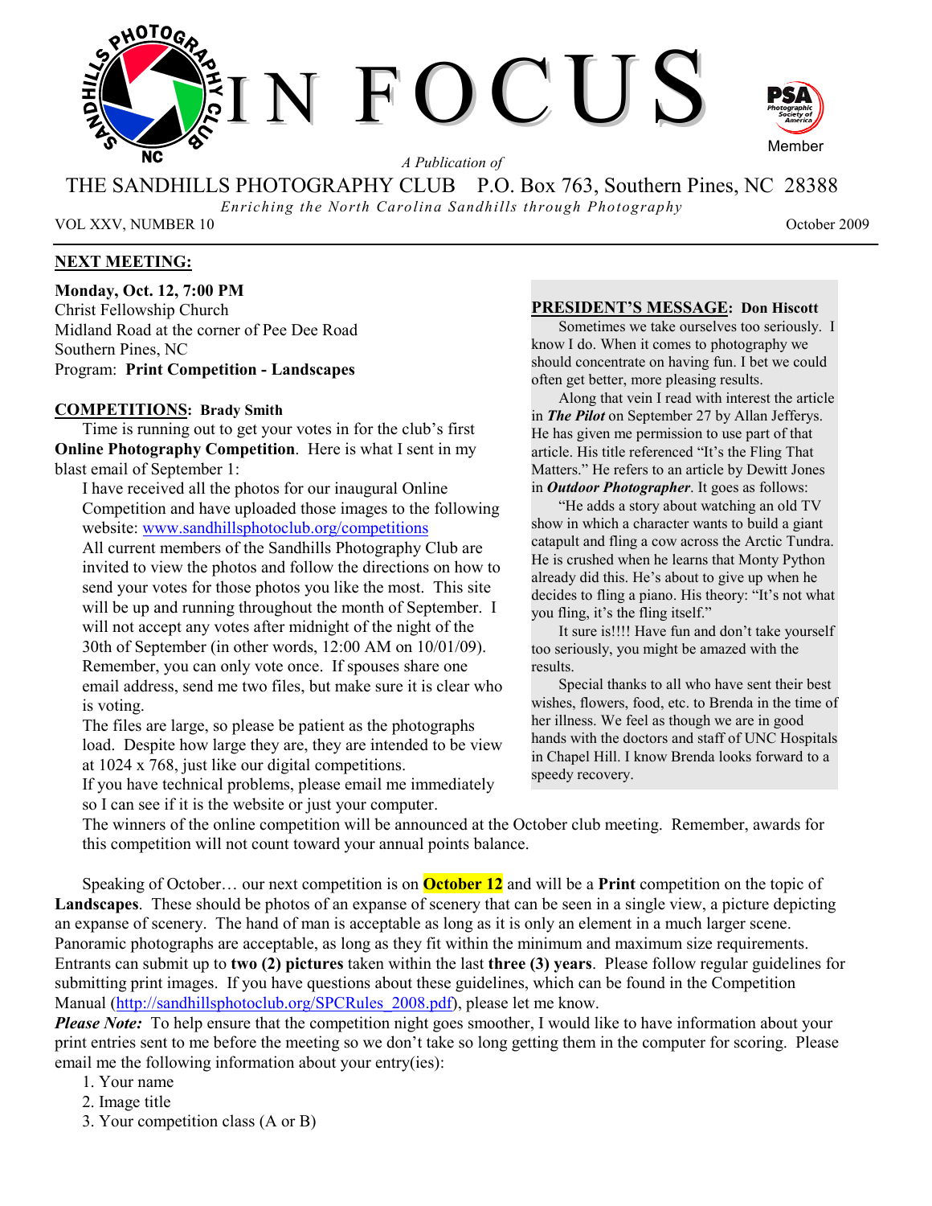# IN FOCUS

*A Publication of*

THE SANDHILLS PHOTOGRAPHY CLUB P.O. Box 763, Southern Pines, NC 28388

*Enriching the North Carolina Sandhills through Photography*

VOL XXV, NUMBER 10 October 2009

## NEXT MEETING:

**Monday, Oct. 12, 7:00 PM**
Christ Fellowship Church
Midland Road at the corner of Pee Dee Road
Southern Pines, NC
Program: **Print Competition - Landscapes**

## PRESIDENT'S MESSAGE: Don Hiscott

Sometimes we take ourselves too seriously. I know I do. When it comes to photography we should concentrate on having fun. I bet we could often get better, more pleasing results.

Along that vein I read with interest the article in ***The Pilot*** on September 27 by Allan Jefferys. He has given me permission to use part of that article. His title referenced "It's the Fling That Matters." He refers to an article by Dewitt Jones in ***Outdoor Photographer***. It goes as follows:

"He adds a story about watching an old TV show in which a character wants to build a giant catapult and fling a cow across the Arctic Tundra. He is crushed when he learns that Monty Python already did this. He's about to give up when he decides to fling a piano. His theory: "It's not what you fling, it's the fling itself."

It sure is!!!! Have fun and don't take yourself too seriously, you might be amazed with the results.

Special thanks to all who have sent their best wishes, flowers, food, etc. to Brenda in the time of her illness. We feel as though we are in good hands with the doctors and staff of UNC Hospitals in Chapel Hill. I know Brenda looks forward to a speedy recovery.

## COMPETITIONS: Brady Smith

Time is running out to get your votes in for the club's first **Online Photography Competition**. Here is what I sent in my blast email of September 1:

> I have received all the photos for our inaugural Online Competition and have uploaded those images to the following website: [www.sandhillsphotoclub.org/competitions](www.sandhillsphotoclub.org/competitions)
>
> All current members of the Sandhills Photography Club are invited to view the photos and follow the directions on how to send your votes for those photos you like the most. This site will be up and running throughout the month of September. I will not accept any votes after midnight of the night of the 30th of September (in other words, 12:00 AM on 10/01/09). Remember, you can only vote once. If spouses share one email address, send me two files, but make sure it is clear who is voting.
>
> The files are large, so please be patient as the photographs load. Despite how large they are, they are intended to be view at 1024 x 768, just like our digital competitions.
>
> If you have technical problems, please email me immediately so I can see if it is the website or just your computer.
>
> The winners of the online competition will be announced at the October club meeting. Remember, awards for this competition will not count toward your annual points balance.

Speaking of October… our next competition is on **October 12** and will be a **Print** competition on the topic of **Landscapes**. These should be photos of an expanse of scenery that can be seen in a single view, a picture depicting an expanse of scenery. The hand of man is acceptable as long as it is only an element in a much larger scene. Panoramic photographs are acceptable, as long as they fit within the minimum and maximum size requirements. Entrants can submit up to **two (2) pictures** taken within the last **three (3) years**. Please follow regular guidelines for submitting print images. If you have questions about these guidelines, which can be found in the Competition Manual ([http://sandhillsphotoclub.org/SPCRules_2008.pdf](http://sandhillsphotoclub.org/SPCRules_2008.pdf)), please let me know.

***Please Note:*** To help ensure that the competition night goes smoother, I would like to have information about your print entries sent to me before the meeting so we don't take so long getting them in the computer for scoring. Please email me the following information about your entry(ies):

1. Your name
2. Image title
3. Your competition class (A or B)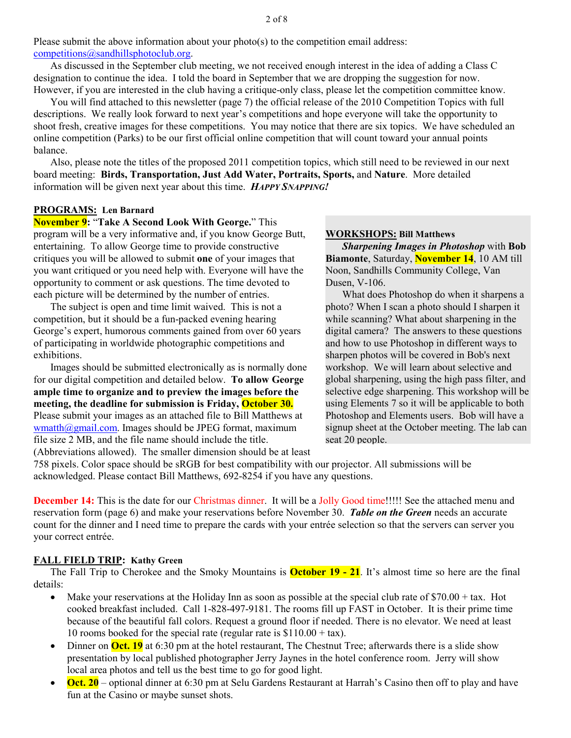Please submit the above information about your photo(s) to the competition email address: competitions@sandhillsphotoclub.org.

As discussed in the September club meeting, we not received enough interest in the idea of adding a Class C designation to continue the idea. I told the board in September that we are dropping the suggestion for now. However, if you are interested in the club having a critique-only class, please let the competition committee know.

You will find attached to this newsletter (page 7) the official release of the 2010 Competition Topics with full descriptions. We really look forward to next year's competitions and hope everyone will take the opportunity to shoot fresh, creative images for these competitions. You may notice that there are six topics. We have scheduled an online competition (Parks) to be our first official online competition that will count toward your annual points balance.

Also, please note the titles of the proposed 2011 competition topics, which still need to be reviewed in our next board meeting: **Birds, Transportation, Just Add Water, Portraits, Sports,** and **Nature**. More detailed information will be given next year about this time. ***HAPPY SNAPPING!***

## PROGRAMS: Len Barnard

**November 9:** "**Take A Second Look With George.**" This program will be a very informative and, if you know George Butt, entertaining. To allow George time to provide constructive critiques you will be allowed to submit **one** of your images that you want critiqued or you need help with. Everyone will have the opportunity to comment or ask questions. The time devoted to each picture will be determined by the number of entries.

The subject is open and time limit waived. This is not a competition, but it should be a fun-packed evening hearing George's expert, humorous comments gained from over 60 years of participating in worldwide photographic competitions and exhibitions.

Images should be submitted electronically as is normally done for our digital competition and detailed below. **To allow George ample time to organize and to preview the images before the meeting, the deadline for submission is Friday, October 30.** Please submit your images as an attached file to Bill Matthews at wmatth@gmail.com. Images should be JPEG format, maximum file size 2 MB, and the file name should include the title. (Abbreviations allowed). The smaller dimension should be at least 758 pixels. Color space should be sRGB for best compatibility with our projector. All submissions will be acknowledged. Please contact Bill Matthews, 692-8254 if you have any questions.

## WORKSHOPS: Bill Matthews

***Sharpening Images in Photoshop*** with **Bob Biamonte**, Saturday, **November 14**, 10 AM till Noon, Sandhills Community College, Van Dusen, V-106.

What does Photoshop do when it sharpens a photo? When I scan a photo should I sharpen it while scanning? What about sharpening in the digital camera? The answers to these questions and how to use Photoshop in different ways to sharpen photos will be covered in Bob's next workshop. We will learn about selective and global sharpening, using the high pass filter, and selective edge sharpening. This workshop will be using Elements 7 so it will be applicable to both Photoshop and Elements users. Bob will have a signup sheet at the October meeting. The lab can seat 20 people.

**December 14:** This is the date for our Christmas dinner. It will be a Jolly Good time!!!!! See the attached menu and reservation form (page 6) and make your reservations before November 30. ***Table on the Green*** needs an accurate count for the dinner and I need time to prepare the cards with your entrée selection so that the servers can server you your correct entrée.

## FALL FIELD TRIP: Kathy Green

The Fall Trip to Cherokee and the Smoky Mountains is **October 19 - 21**. It's almost time so here are the final details:

- Make your reservations at the Holiday Inn as soon as possible at the special club rate of $70.00 + tax. Hot cooked breakfast included. Call 1-828-497-9181. The rooms fill up FAST in October. It is their prime time because of the beautiful fall colors. Request a ground floor if needed. There is no elevator. We need at least 10 rooms booked for the special rate (regular rate is $110.00 + tax).
- Dinner on **Oct. 19** at 6:30 pm at the hotel restaurant, The Chestnut Tree; afterwards there is a slide show presentation by local published photographer Jerry Jaynes in the hotel conference room. Jerry will show local area photos and tell us the best time to go for good light.
- **Oct. 20** – optional dinner at 6:30 pm at Selu Gardens Restaurant at Harrah's Casino then off to play and have fun at the Casino or maybe sunset shots.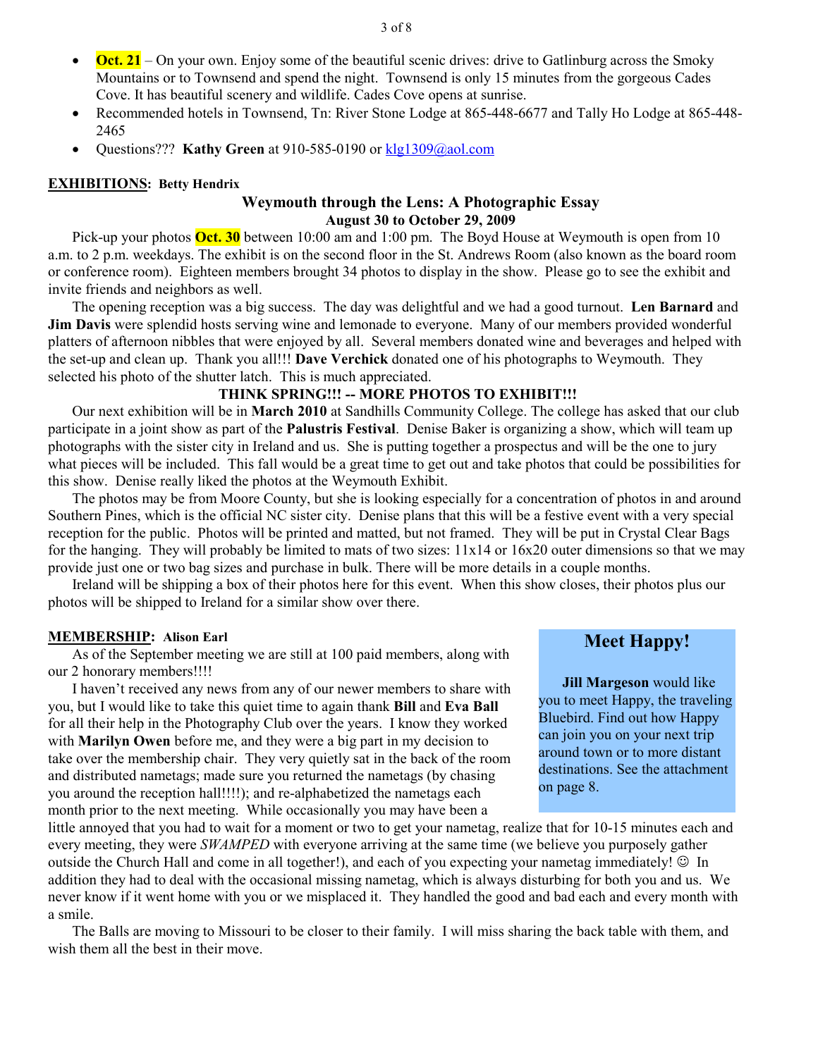- **Oct. 21** – On your own. Enjoy some of the beautiful scenic drives: drive to Gatlinburg across the Smoky Mountains or to Townsend and spend the night. Townsend is only 15 minutes from the gorgeous Cades Cove. It has beautiful scenery and wildlife. Cades Cove opens at sunrise.
- Recommended hotels in Townsend, Tn: River Stone Lodge at 865-448-6677 and Tally Ho Lodge at 865-448-2465
- Questions??? **Kathy Green** at 910-585-0190 or klg1309@aol.com

**EXHIBITIONS: Betty Hendrix**

**Weymouth through the Lens: A Photographic Essay**
**August 30 to October 29, 2009**

Pick-up your photos **Oct. 30** between 10:00 am and 1:00 pm. The Boyd House at Weymouth is open from 10 a.m. to 2 p.m. weekdays. The exhibit is on the second floor in the St. Andrews Room (also known as the board room or conference room). Eighteen members brought 34 photos to display in the show. Please go to see the exhibit and invite friends and neighbors as well.

The opening reception was a big success. The day was delightful and we had a good turnout. **Len Barnard** and **Jim Davis** were splendid hosts serving wine and lemonade to everyone. Many of our members provided wonderful platters of afternoon nibbles that were enjoyed by all. Several members donated wine and beverages and helped with the set-up and clean up. Thank you all!!! **Dave Verchick** donated one of his photographs to Weymouth. They selected his photo of the shutter latch. This is much appreciated.

**THINK SPRING!!! -- MORE PHOTOS TO EXHIBIT!!!**

Our next exhibition will be in **March 2010** at Sandhills Community College. The college has asked that our club participate in a joint show as part of the **Palustris Festival**. Denise Baker is organizing a show, which will team up photographs with the sister city in Ireland and us. She is putting together a prospectus and will be the one to jury what pieces will be included. This fall would be a great time to get out and take photos that could be possibilities for this show. Denise really liked the photos at the Weymouth Exhibit.

The photos may be from Moore County, but she is looking especially for a concentration of photos in and around Southern Pines, which is the official NC sister city. Denise plans that this will be a festive event with a very special reception for the public. Photos will be printed and matted, but not framed. They will be put in Crystal Clear Bags for the hanging. They will probably be limited to mats of two sizes: 11x14 or 16x20 outer dimensions so that we may provide just one or two bag sizes and purchase in bulk. There will be more details in a couple months.

Ireland will be shipping a box of their photos here for this event. When this show closes, their photos plus our photos will be shipped to Ireland for a similar show over there.

**MEMBERSHIP: Alison Earl**

As of the September meeting we are still at 100 paid members, along with our 2 honorary members!!!!

I haven't received any news from any of our newer members to share with you, but I would like to take this quiet time to again thank **Bill** and **Eva Ball** for all their help in the Photography Club over the years. I know they worked with **Marilyn Owen** before me, and they were a big part in my decision to take over the membership chair. They very quietly sat in the back of the room and distributed nametags; made sure you returned the nametags (by chasing you around the reception hall!!!!); and re-alphabetized the nametags each month prior to the next meeting. While occasionally you may have been a little annoyed that you had to wait for a moment or two to get your nametag, realize that for 10-15 minutes each and every meeting, they were *SWAMPED* with everyone arriving at the same time (we believe you purposely gather outside the Church Hall and come in all together!), and each of you expecting your nametag immediately! ☺ In addition they had to deal with the occasional missing nametag, which is always disturbing for both you and us. We never know if it went home with you or we misplaced it. They handled the good and bad each and every month with a smile.

The Balls are moving to Missouri to be closer to their family. I will miss sharing the back table with them, and wish them all the best in their move.

## Meet Happy!

**Jill Margeson** would like you to meet Happy, the traveling Bluebird. Find out how Happy can join you on your next trip around town or to more distant destinations. See the attachment on page 8.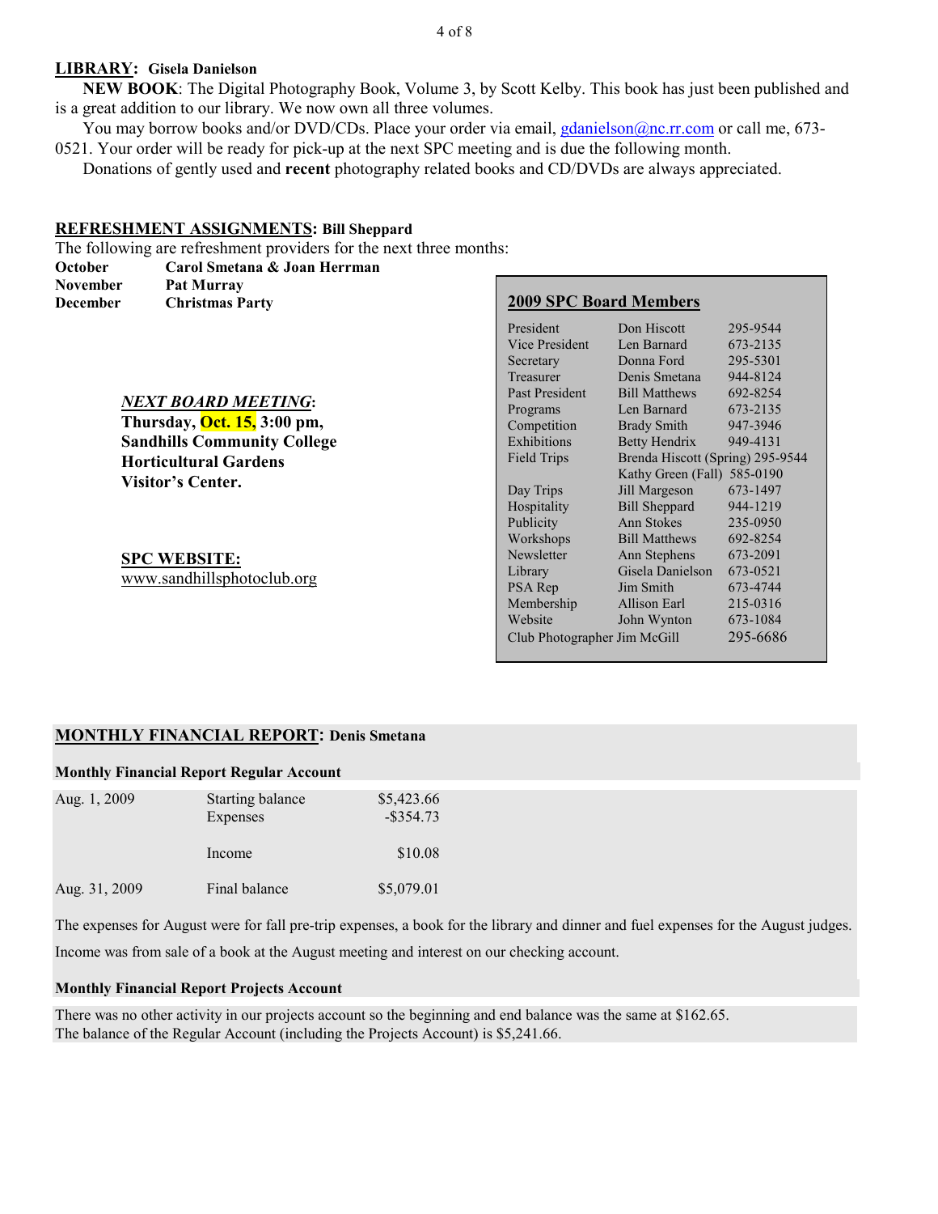## LIBRARY: Gisela Danielson

**NEW BOOK**: The Digital Photography Book, Volume 3, by Scott Kelby. This book has just been published and is a great addition to our library. We now own all three volumes.

You may borrow books and/or DVD/CDs. Place your order via email, gdanielson@nc.rr.com or call me, 673-0521. Your order will be ready for pick-up at the next SPC meeting and is due the following month.

Donations of gently used and **recent** photography related books and CD/DVDs are always appreciated.

## REFRESHMENT ASSIGNMENTS: Bill Sheppard

The following are refreshment providers for the next three months:

| | |
|---|---|
| **October** | **Carol Smetana & Joan Herrman** |
| **November** | **Pat Murray** |
| **December** | **Christmas Party** |

***NEXT BOARD MEETING*:**
**Thursday, Oct. 15, 3:00 pm, Sandhills Community College Horticultural Gardens Visitor's Center.**

**SPC WEBSITE:**
www.sandhillsphotoclub.org

### 2009 SPC Board Members

| | | |
|---|---|---|
| President | Don Hiscott | 295-9544 |
| Vice President | Len Barnard | 673-2135 |
| Secretary | Donna Ford | 295-5301 |
| Treasurer | Denis Smetana | 944-8124 |
| Past President | Bill Matthews | 692-8254 |
| Programs | Len Barnard | 673-2135 |
| Competition | Brady Smith | 947-3946 |
| Exhibitions | Betty Hendrix | 949-4131 |
| Field Trips | Brenda Hiscott (Spring) | 295-9544 |
| | Kathy Green (Fall) | 585-0190 |
| Day Trips | Jill Margeson | 673-1497 |
| Hospitality | Bill Sheppard | 944-1219 |
| Publicity | Ann Stokes | 235-0950 |
| Workshops | Bill Matthews | 692-8254 |
| Newsletter | Ann Stephens | 673-2091 |
| Library | Gisela Danielson | 673-0521 |
| PSA Rep | Jim Smith | 673-4744 |
| Membership | Allison Earl | 215-0316 |
| Website | John Wynton | 673-1084 |
| Club Photographer | Jim McGill | 295-6686 |

## MONTHLY FINANCIAL REPORT: Denis Smetana

**Monthly Financial Report Regular Account**

| | | |
|---|---|---|
| Aug. 1, 2009 | Starting balance | $5,423.66 |
| | Expenses | -$354.73 |
| | Income | $10.08 |
| Aug. 31, 2009 | Final balance | $5,079.01 |

The expenses for August were for fall pre-trip expenses, a book for the library and dinner and fuel expenses for the August judges.

Income was from sale of a book at the August meeting and interest on our checking account.

**Monthly Financial Report Projects Account**

There was no other activity in our projects account so the beginning and end balance was the same at $162.65.
The balance of the Regular Account (including the Projects Account) is $5,241.66.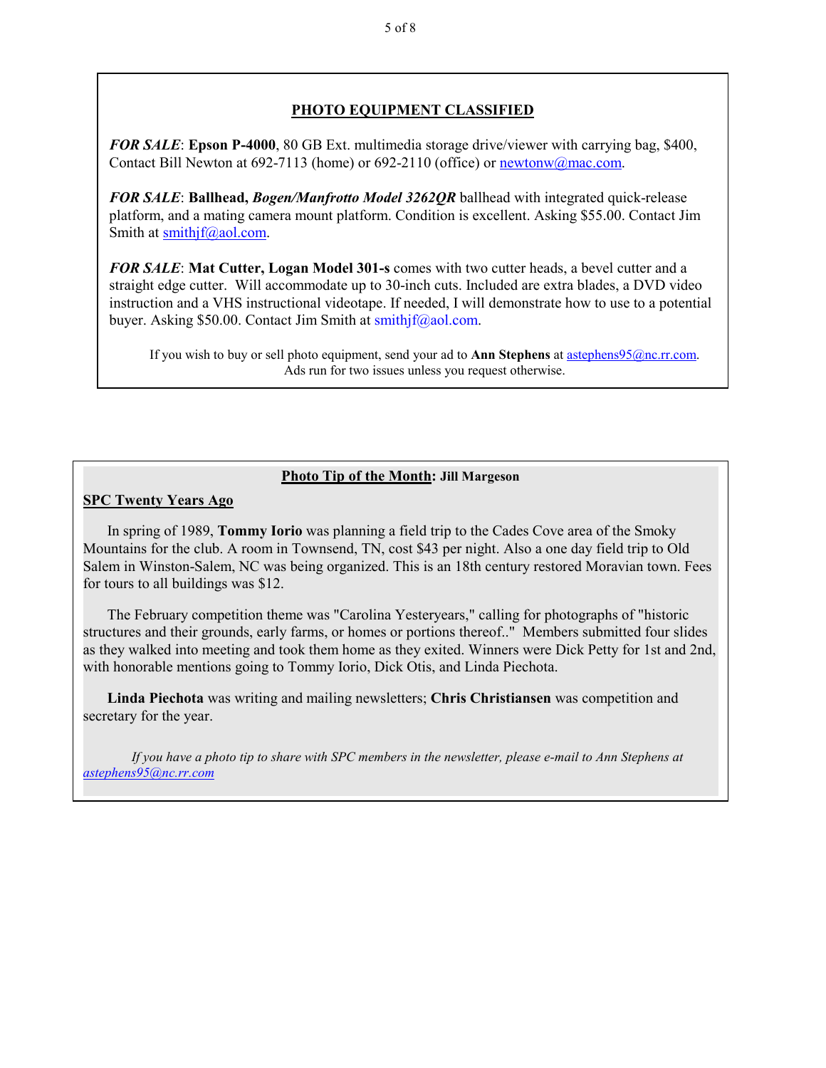## PHOTO EQUIPMENT CLASSIFIED

***FOR SALE***: **Epson P-4000**, 80 GB Ext. multimedia storage drive/viewer with carrying bag, $400, Contact Bill Newton at 692-7113 (home) or 692-2110 (office) or newtonw@mac.com.

***FOR SALE***: **Ballhead, *Bogen/Manfrotto Model 3262QR*** ballhead with integrated quick-release platform, and a mating camera mount platform. Condition is excellent. Asking $55.00. Contact Jim Smith at smithjf@aol.com.

***FOR SALE***: **Mat Cutter, Logan Model 301-s** comes with two cutter heads, a bevel cutter and a straight edge cutter. Will accommodate up to 30-inch cuts. Included are extra blades, a DVD video instruction and a VHS instructional videotape. If needed, I will demonstrate how to use to a potential buyer. Asking $50.00. Contact Jim Smith at smithjf@aol.com.

If you wish to buy or sell photo equipment, send your ad to **Ann Stephens** at astephens95@nc.rr.com. Ads run for two issues unless you request otherwise.

## Photo Tip of the Month: Jill Margeson

### SPC Twenty Years Ago

In spring of 1989, **Tommy Iorio** was planning a field trip to the Cades Cove area of the Smoky Mountains for the club. A room in Townsend, TN, cost $43 per night. Also a one day field trip to Old Salem in Winston-Salem, NC was being organized. This is an 18th century restored Moravian town. Fees for tours to all buildings was $12.

The February competition theme was "Carolina Yesteryears," calling for photographs of "historic structures and their grounds, early farms, or homes or portions thereof.." Members submitted four slides as they walked into meeting and took them home as they exited. Winners were Dick Petty for 1st and 2nd, with honorable mentions going to Tommy Iorio, Dick Otis, and Linda Piechota.

**Linda Piechota** was writing and mailing newsletters; **Chris Christiansen** was competition and secretary for the year.

*If you have a photo tip to share with SPC members in the newsletter, please e-mail to Ann Stephens at astephens95@nc.rr.com*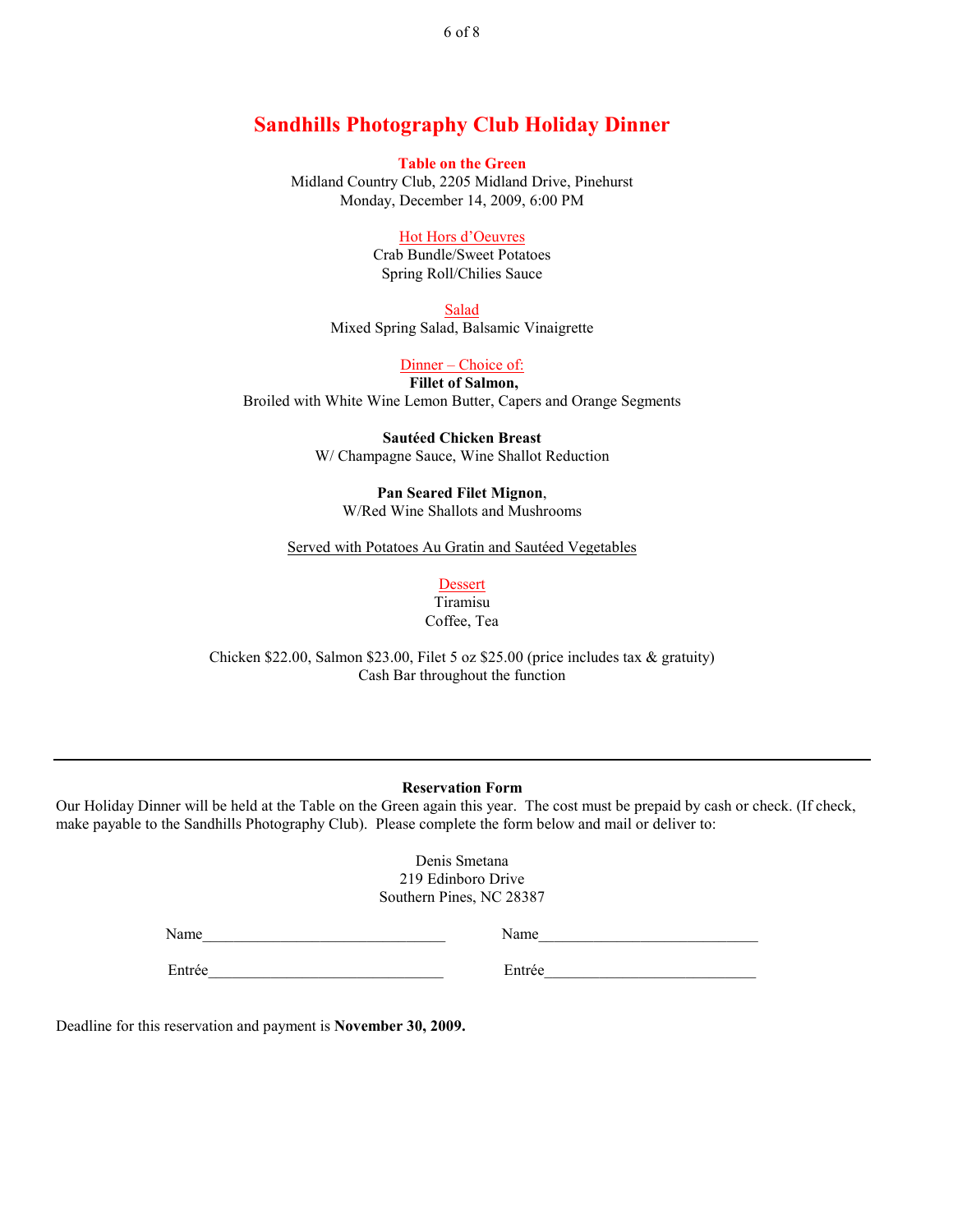# Sandhills Photography Club Holiday Dinner

**Table on the Green**
Midland Country Club, 2205 Midland Drive, Pinehurst
Monday, December 14, 2009, 6:00 PM

Hot Hors d'Oeuvres
Crab Bundle/Sweet Potatoes
Spring Roll/Chilies Sauce

Salad
Mixed Spring Salad, Balsamic Vinaigrette

Dinner – Choice of:
**Fillet of Salmon,**
Broiled with White Wine Lemon Butter, Capers and Orange Segments

**Sautéed Chicken Breast**
W/ Champagne Sauce, Wine Shallot Reduction

**Pan Seared Filet Mignon**,
W/Red Wine Shallots and Mushrooms

Served with Potatoes Au Gratin and Sautéed Vegetables

Dessert
Tiramisu
Coffee, Tea

Chicken $22.00, Salmon $23.00, Filet 5 oz $25.00 (price includes tax & gratuity)
Cash Bar throughout the function

---

**Reservation Form**

Our Holiday Dinner will be held at the Table on the Green again this year. The cost must be prepaid by cash or check. (If check, make payable to the Sandhills Photography Club). Please complete the form below and mail or deliver to:

Denis Smetana
219 Edinboro Drive
Southern Pines, NC 28387

Name______________________________ Name___________________________

Entrée______________________________ Entrée__________________________

Deadline for this reservation and payment is **November 30, 2009.**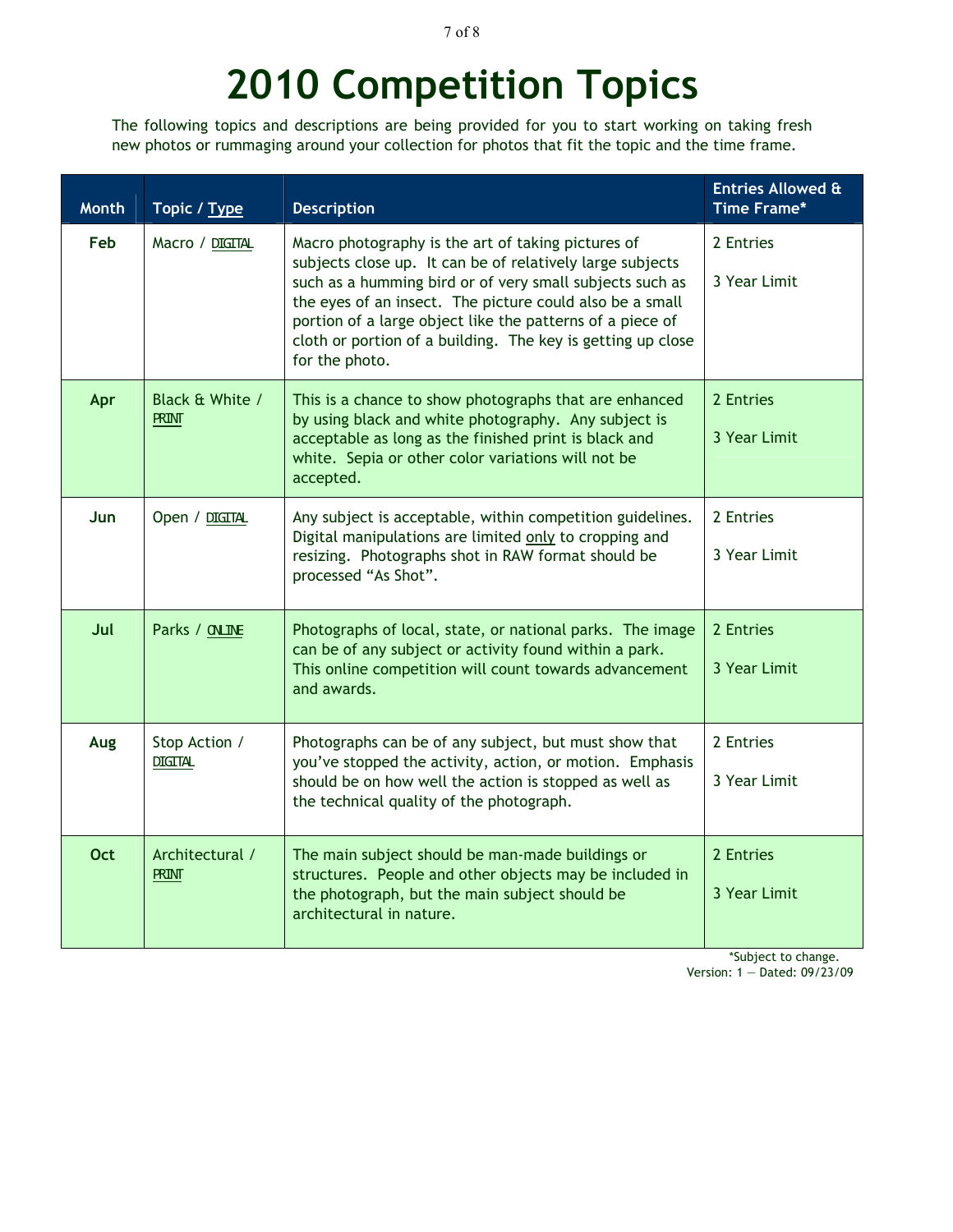# 2010 Competition Topics

The following topics and descriptions are being provided for you to start working on taking fresh new photos or rummaging around your collection for photos that fit the topic and the time frame.

| Month | Topic / Type | Description | Entries Allowed & Time Frame* |
|---|---|---|---|
| **Feb** | Macro / DIGITAL | Macro photography is the art of taking pictures of subjects close up. It can be of relatively large subjects such as a humming bird or of very small subjects such as the eyes of an insect. The picture could also be a small portion of a large object like the patterns of a piece of cloth or portion of a building. The key is getting up close for the photo. | 2 Entries<br><br>3 Year Limit |
| **Apr** | Black & White / PRINT | This is a chance to show photographs that are enhanced by using black and white photography. Any subject is acceptable as long as the finished print is black and white. Sepia or other color variations will not be accepted. | 2 Entries<br><br>3 Year Limit |
| **Jun** | Open / DIGITAL | Any subject is acceptable, within competition guidelines. Digital manipulations are limited only to cropping and resizing. Photographs shot in RAW format should be processed "As Shot". | 2 Entries<br><br>3 Year Limit |
| **Jul** | Parks / ONLINE | Photographs of local, state, or national parks. The image can be of any subject or activity found within a park. This online competition will count towards advancement and awards. | 2 Entries<br><br>3 Year Limit |
| **Aug** | Stop Action / DIGITAL | Photographs can be of any subject, but must show that you've stopped the activity, action, or motion. Emphasis should be on how well the action is stopped as well as the technical quality of the photograph. | 2 Entries<br><br>3 Year Limit |
| **Oct** | Architectural / PRINT | The main subject should be man-made buildings or structures. People and other objects may be included in the photograph, but the main subject should be architectural in nature. | 2 Entries<br><br>3 Year Limit |

*Subject to change.

Version: 1 — Dated: 09/23/09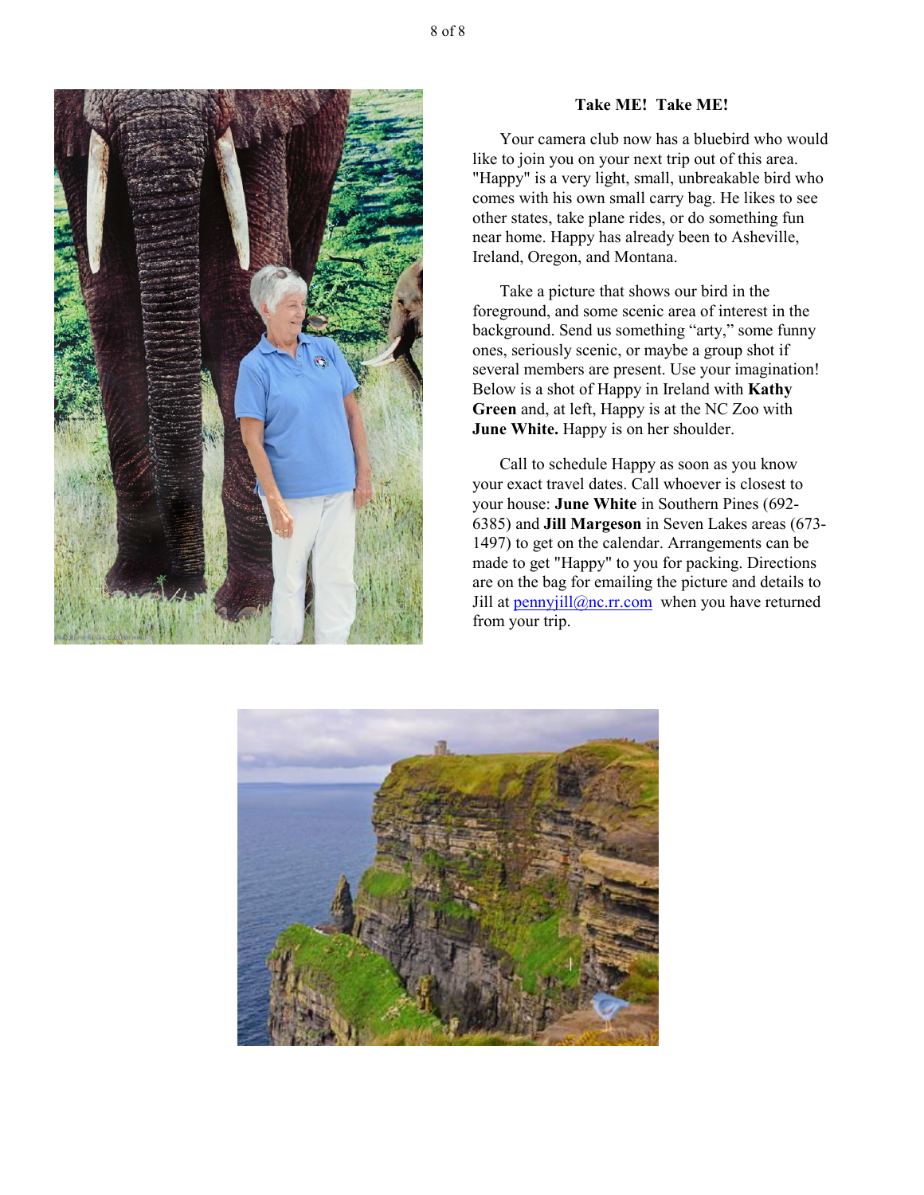**Take ME! Take ME!**

Your camera club now has a bluebird who would like to join you on your next trip out of this area. "Happy" is a very light, small, unbreakable bird who comes with his own small carry bag. He likes to see other states, take plane rides, or do something fun near home. Happy has already been to Asheville, Ireland, Oregon, and Montana.

Take a picture that shows our bird in the foreground, and some scenic area of interest in the background. Send us something "arty," some funny ones, seriously scenic, or maybe a group shot if several members are present. Use your imagination! Below is a shot of Happy in Ireland with **Kathy Green** and, at left, Happy is at the NC Zoo with **June White.** Happy is on her shoulder.

Call to schedule Happy as soon as you know your exact travel dates. Call whoever is closest to your house: **June White** in Southern Pines (692-6385) and **Jill Margeson** in Seven Lakes areas (673-1497) to get on the calendar. Arrangements can be made to get "Happy" to you for packing. Directions are on the bag for emailing the picture and details to Jill at [pennyjill@nc.rr.com](mailto:pennyjill@nc.rr.com) when you have returned from your trip.